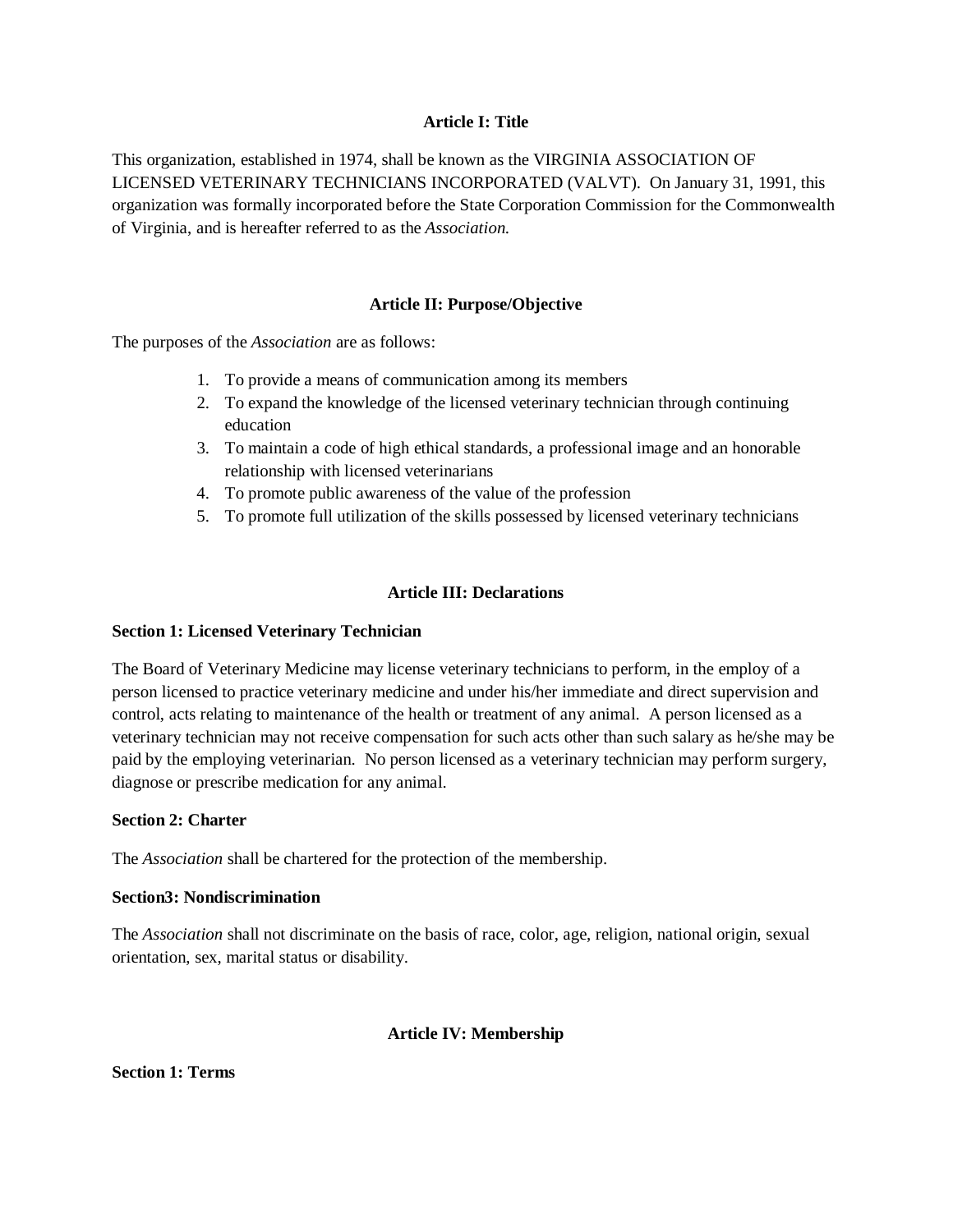## Article I: Title

This organization, established in 1974, shall be known as the VIRGINIA ASSOCIATION OF LICENSED VETERINARY TECHNICIANS INCORPORATED (VALVT). On January 31, 1991, this organization was formally incorporated before the State Corporation Commission for the Commonwealth of Virginia, and is hereafter referred to as the *Association.*

## Article II: Purpose/Objective

The purposes of the *Association* are as follows:

1. To provide a means of communication among its members
2. To expand the knowledge of the licensed veterinary technician through continuing education
3. To maintain a code of high ethical standards, a professional image and an honorable relationship with licensed veterinarians
4. To promote public awareness of the value of the profession
5. To promote full utilization of the skills possessed by licensed veterinary technicians

## Article III: Declarations

### Section 1: Licensed Veterinary Technician

The Board of Veterinary Medicine may license veterinary technicians to perform, in the employ of a person licensed to practice veterinary medicine and under his/her immediate and direct supervision and control, acts relating to maintenance of the health or treatment of any animal. A person licensed as a veterinary technician may not receive compensation for such acts other than such salary as he/she may be paid by the employing veterinarian. No person licensed as a veterinary technician may perform surgery, diagnose or prescribe medication for any animal.

### Section 2: Charter

The *Association* shall be chartered for the protection of the membership.

### Section3: Nondiscrimination

The *Association* shall not discriminate on the basis of race, color, age, religion, national origin, sexual orientation, sex, marital status or disability.

## Article IV: Membership

### Section 1: Terms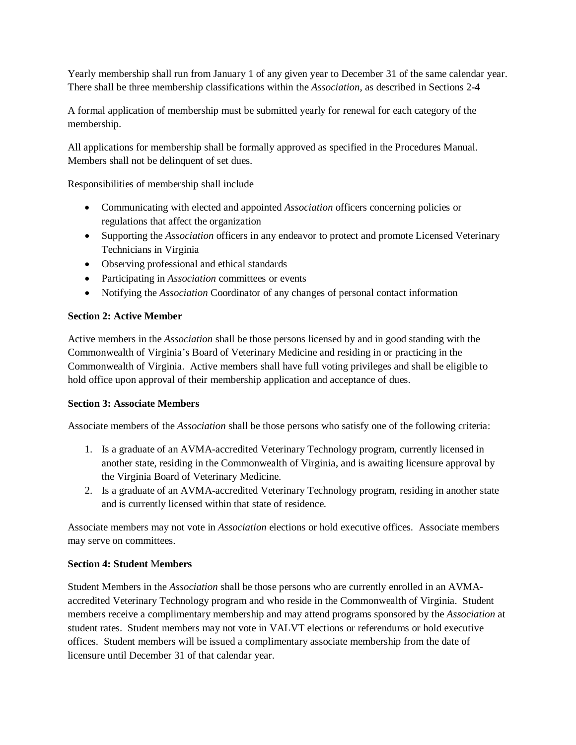Yearly membership shall run from January 1 of any given year to December 31 of the same calendar year. There shall be three membership classifications within the *Association*, as described in Sections 2-**4**

A formal application of membership must be submitted yearly for renewal for each category of the membership.

All applications for membership shall be formally approved as specified in the Procedures Manual. Members shall not be delinquent of set dues.

Responsibilities of membership shall include

- Communicating with elected and appointed *Association* officers concerning policies or regulations that affect the organization
- Supporting the *Association* officers in any endeavor to protect and promote Licensed Veterinary Technicians in Virginia
- Observing professional and ethical standards
- Participating in *Association* committees or events
- Notifying the *Association* Coordinator of any changes of personal contact information

**Section 2: Active Member**

Active members in the *Association* shall be those persons licensed by and in good standing with the Commonwealth of Virginia's Board of Veterinary Medicine and residing in or practicing in the Commonwealth of Virginia. Active members shall have full voting privileges and shall be eligible to hold office upon approval of their membership application and acceptance of dues.

**Section 3: Associate Members**

Associate members of the *Association* shall be those persons who satisfy one of the following criteria:

1. Is a graduate of an AVMA-accredited Veterinary Technology program, currently licensed in another state, residing in the Commonwealth of Virginia, and is awaiting licensure approval by the Virginia Board of Veterinary Medicine.
2. Is a graduate of an AVMA-accredited Veterinary Technology program, residing in another state and is currently licensed within that state of residence.

Associate members may not vote in *Association* elections or hold executive offices. Associate members may serve on committees.

**Section 4: Student Members**

Student Members in the *Association* shall be those persons who are currently enrolled in an AVMA-accredited Veterinary Technology program and who reside in the Commonwealth of Virginia. Student members receive a complimentary membership and may attend programs sponsored by the *Association* at student rates. Student members may not vote in VALVT elections or referendums or hold executive offices. Student members will be issued a complimentary associate membership from the date of licensure until December 31 of that calendar year.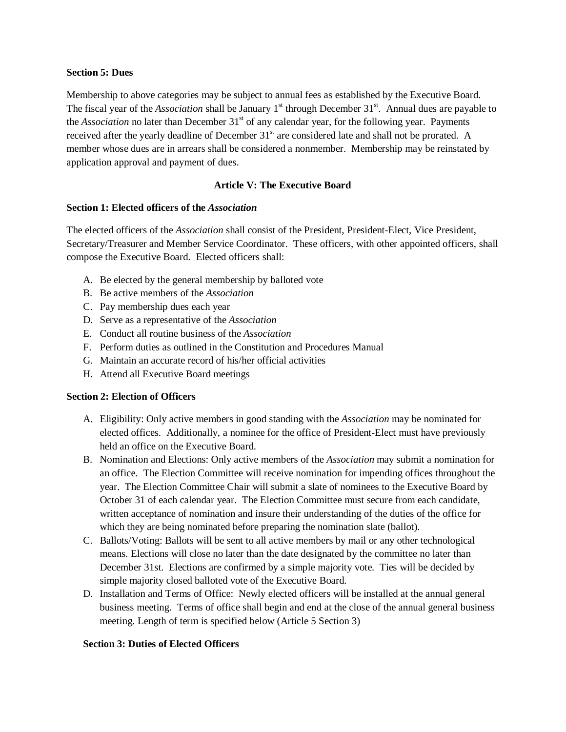**Section 5: Dues**

Membership to above categories may be subject to annual fees as established by the Executive Board. The fiscal year of the *Association* shall be January 1st through December 31st. Annual dues are payable to the *Association* no later than December 31st of any calendar year, for the following year. Payments received after the yearly deadline of December 31st are considered late and shall not be prorated. A member whose dues are in arrears shall be considered a nonmember. Membership may be reinstated by application approval and payment of dues.

## Article V: The Executive Board

**Section 1: Elected officers of the *Association***

The elected officers of the *Association* shall consist of the President, President-Elect, Vice President, Secretary/Treasurer and Member Service Coordinator. These officers, with other appointed officers, shall compose the Executive Board. Elected officers shall:

A. Be elected by the general membership by balloted vote
B. Be active members of the *Association*
C. Pay membership dues each year
D. Serve as a representative of the *Association*
E. Conduct all routine business of the *Association*
F. Perform duties as outlined in the Constitution and Procedures Manual
G. Maintain an accurate record of his/her official activities
H. Attend all Executive Board meetings

**Section 2: Election of Officers**

A. Eligibility: Only active members in good standing with the *Association* may be nominated for elected offices. Additionally, a nominee for the office of President-Elect must have previously held an office on the Executive Board.
B. Nomination and Elections: Only active members of the *Association* may submit a nomination for an office. The Election Committee will receive nomination for impending offices throughout the year. The Election Committee Chair will submit a slate of nominees to the Executive Board by October 31 of each calendar year. The Election Committee must secure from each candidate, written acceptance of nomination and insure their understanding of the duties of the office for which they are being nominated before preparing the nomination slate (ballot).
C. Ballots/Voting: Ballots will be sent to all active members by mail or any other technological means. Elections will close no later than the date designated by the committee no later than December 31st. Elections are confirmed by a simple majority vote. Ties will be decided by simple majority closed balloted vote of the Executive Board.
D. Installation and Terms of Office: Newly elected officers will be installed at the annual general business meeting. Terms of office shall begin and end at the close of the annual general business meeting. Length of term is specified below (Article 5 Section 3)

**Section 3: Duties of Elected Officers**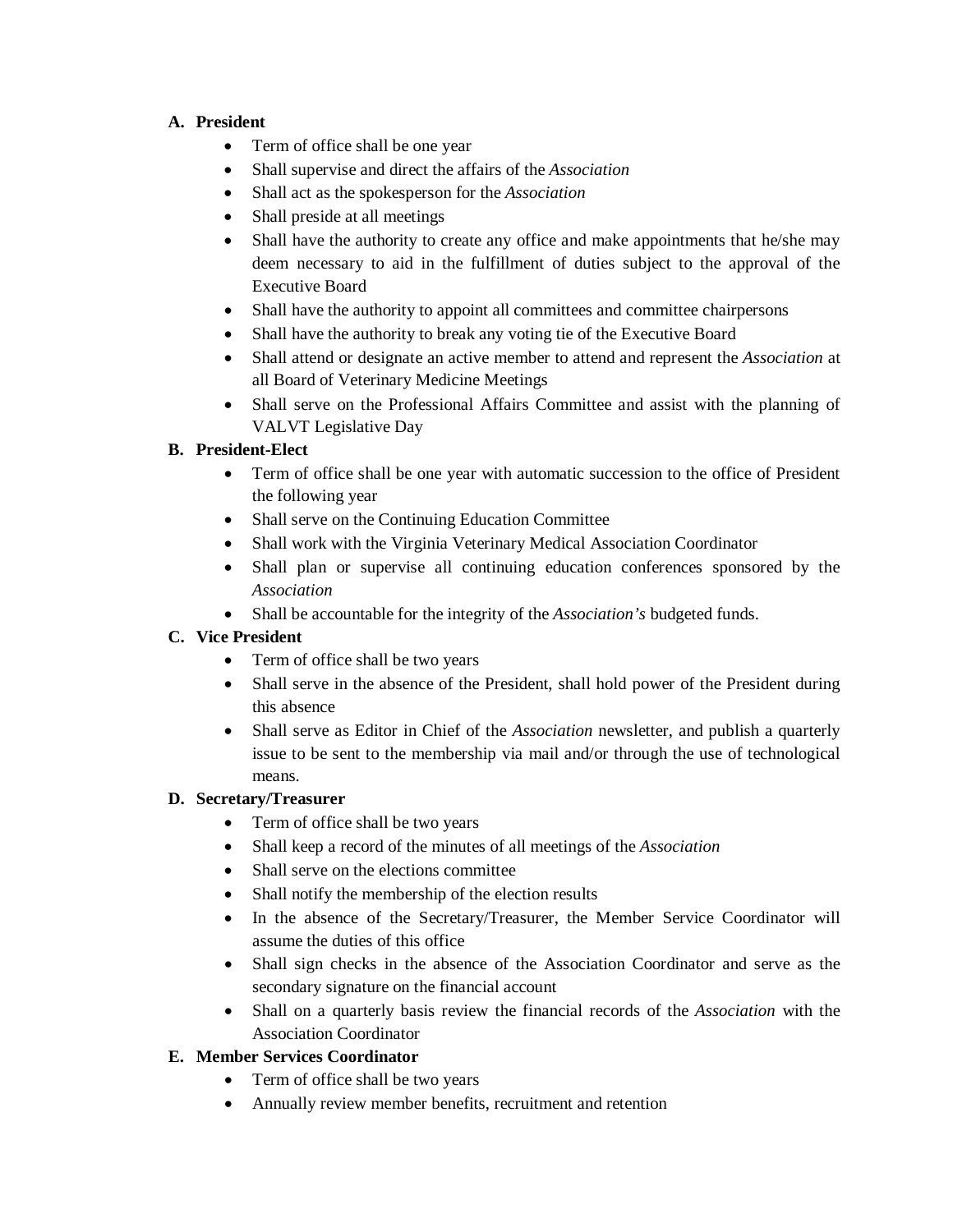**A. President**

- Term of office shall be one year
- Shall supervise and direct the affairs of the *Association*
- Shall act as the spokesperson for the *Association*
- Shall preside at all meetings
- Shall have the authority to create any office and make appointments that he/she may deem necessary to aid in the fulfillment of duties subject to the approval of the Executive Board
- Shall have the authority to appoint all committees and committee chairpersons
- Shall have the authority to break any voting tie of the Executive Board
- Shall attend or designate an active member to attend and represent the *Association* at all Board of Veterinary Medicine Meetings
- Shall serve on the Professional Affairs Committee and assist with the planning of VALVT Legislative Day

**B. President-Elect**

- Term of office shall be one year with automatic succession to the office of President the following year
- Shall serve on the Continuing Education Committee
- Shall work with the Virginia Veterinary Medical Association Coordinator
- Shall plan or supervise all continuing education conferences sponsored by the *Association*
- Shall be accountable for the integrity of the *Association's* budgeted funds.

**C. Vice President**

- Term of office shall be two years
- Shall serve in the absence of the President, shall hold power of the President during this absence
- Shall serve as Editor in Chief of the *Association* newsletter, and publish a quarterly issue to be sent to the membership via mail and/or through the use of technological means.

**D. Secretary/Treasurer**

- Term of office shall be two years
- Shall keep a record of the minutes of all meetings of the *Association*
- Shall serve on the elections committee
- Shall notify the membership of the election results
- In the absence of the Secretary/Treasurer, the Member Service Coordinator will assume the duties of this office
- Shall sign checks in the absence of the Association Coordinator and serve as the secondary signature on the financial account
- Shall on a quarterly basis review the financial records of the *Association* with the Association Coordinator

**E. Member Services Coordinator**

- Term of office shall be two years
- Annually review member benefits, recruitment and retention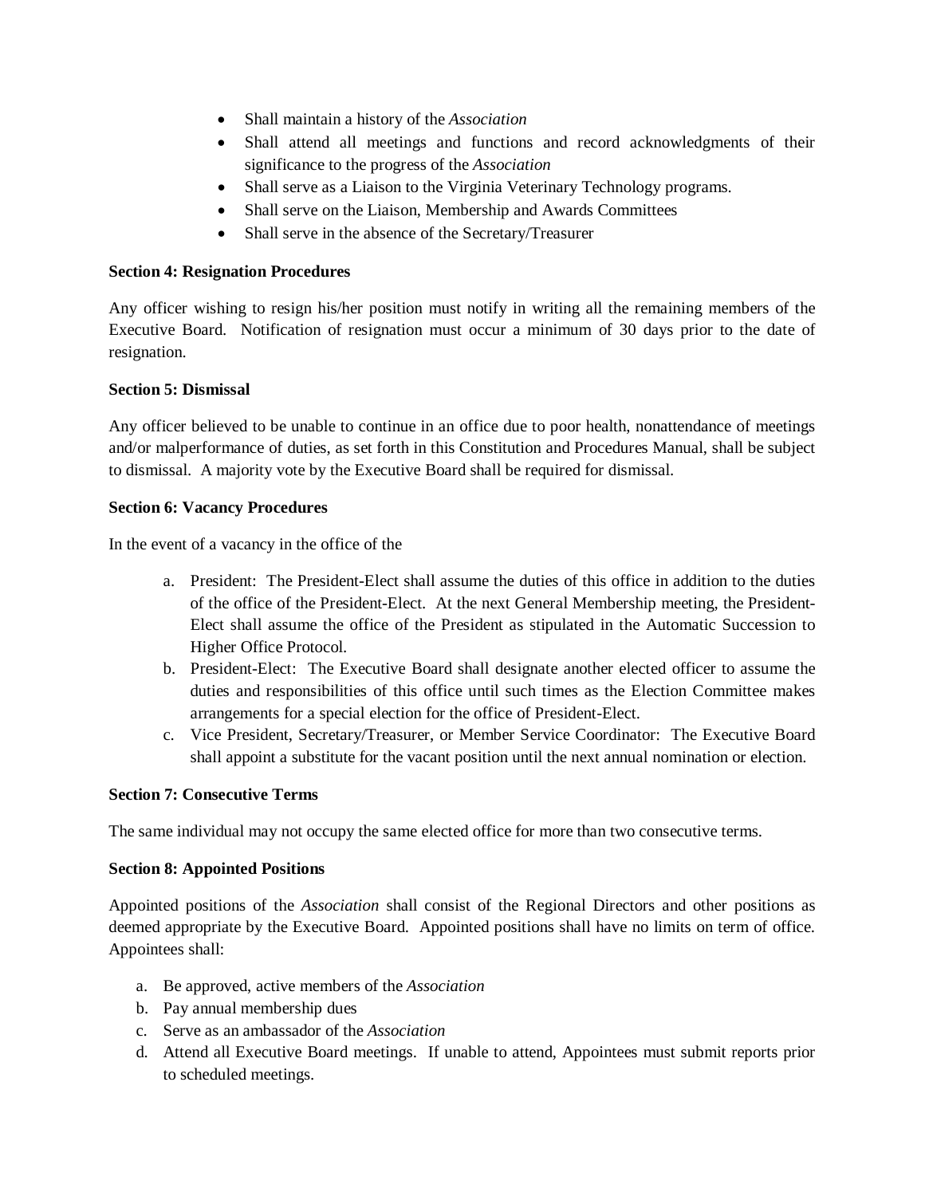- Shall maintain a history of the *Association*
- Shall attend all meetings and functions and record acknowledgments of their significance to the progress of the *Association*
- Shall serve as a Liaison to the Virginia Veterinary Technology programs.
- Shall serve on the Liaison, Membership and Awards Committees
- Shall serve in the absence of the Secretary/Treasurer

**Section 4: Resignation Procedures**

Any officer wishing to resign his/her position must notify in writing all the remaining members of the Executive Board. Notification of resignation must occur a minimum of 30 days prior to the date of resignation.

**Section 5: Dismissal**

Any officer believed to be unable to continue in an office due to poor health, nonattendance of meetings and/or malperformance of duties, as set forth in this Constitution and Procedures Manual, shall be subject to dismissal. A majority vote by the Executive Board shall be required for dismissal.

**Section 6: Vacancy Procedures**

In the event of a vacancy in the office of the

a. President: The President-Elect shall assume the duties of this office in addition to the duties of the office of the President-Elect. At the next General Membership meeting, the President-Elect shall assume the office of the President as stipulated in the Automatic Succession to Higher Office Protocol.
b. President-Elect: The Executive Board shall designate another elected officer to assume the duties and responsibilities of this office until such times as the Election Committee makes arrangements for a special election for the office of President-Elect.
c. Vice President, Secretary/Treasurer, or Member Service Coordinator: The Executive Board shall appoint a substitute for the vacant position until the next annual nomination or election.

**Section 7: Consecutive Terms**

The same individual may not occupy the same elected office for more than two consecutive terms.

**Section 8: Appointed Positions**

Appointed positions of the *Association* shall consist of the Regional Directors and other positions as deemed appropriate by the Executive Board. Appointed positions shall have no limits on term of office. Appointees shall:

a. Be approved, active members of the *Association*
b. Pay annual membership dues
c. Serve as an ambassador of the *Association*
d. Attend all Executive Board meetings. If unable to attend, Appointees must submit reports prior to scheduled meetings.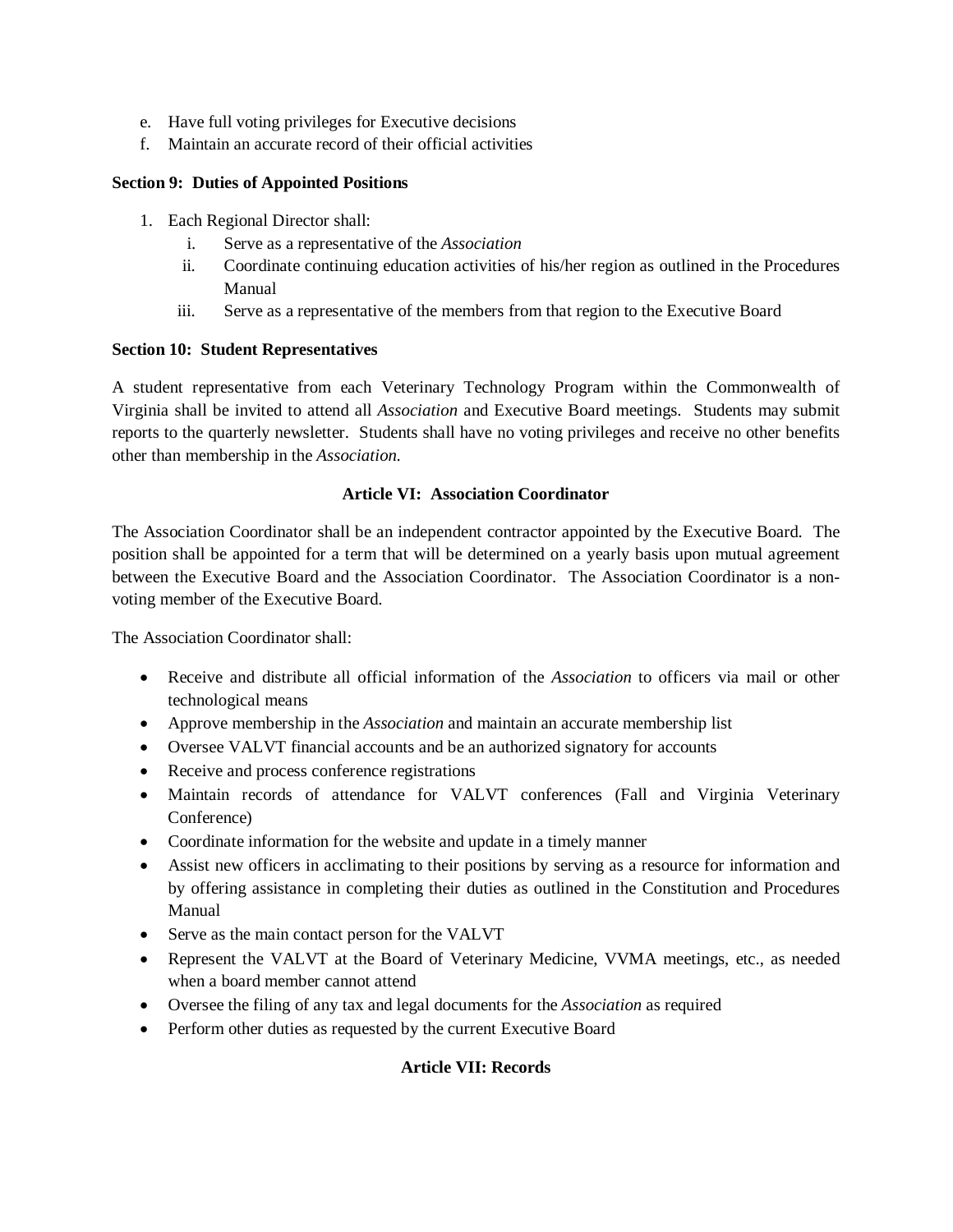e. Have full voting privileges for Executive decisions
f. Maintain an accurate record of their official activities

**Section 9: Duties of Appointed Positions**

1. Each Regional Director shall:
   i. Serve as a representative of the *Association*
   ii. Coordinate continuing education activities of his/her region as outlined in the Procedures Manual
   iii. Serve as a representative of the members from that region to the Executive Board

**Section 10: Student Representatives**

A student representative from each Veterinary Technology Program within the Commonwealth of Virginia shall be invited to attend all *Association* and Executive Board meetings. Students may submit reports to the quarterly newsletter. Students shall have no voting privileges and receive no other benefits other than membership in the *Association.*

## Article VI: Association Coordinator

The Association Coordinator shall be an independent contractor appointed by the Executive Board. The position shall be appointed for a term that will be determined on a yearly basis upon mutual agreement between the Executive Board and the Association Coordinator. The Association Coordinator is a non-voting member of the Executive Board.

The Association Coordinator shall:

- Receive and distribute all official information of the *Association* to officers via mail or other technological means
- Approve membership in the *Association* and maintain an accurate membership list
- Oversee VALVT financial accounts and be an authorized signatory for accounts
- Receive and process conference registrations
- Maintain records of attendance for VALVT conferences (Fall and Virginia Veterinary Conference)
- Coordinate information for the website and update in a timely manner
- Assist new officers in acclimating to their positions by serving as a resource for information and by offering assistance in completing their duties as outlined in the Constitution and Procedures Manual
- Serve as the main contact person for the VALVT
- Represent the VALVT at the Board of Veterinary Medicine, VVMA meetings, etc., as needed when a board member cannot attend
- Oversee the filing of any tax and legal documents for the *Association* as required
- Perform other duties as requested by the current Executive Board

## Article VII: Records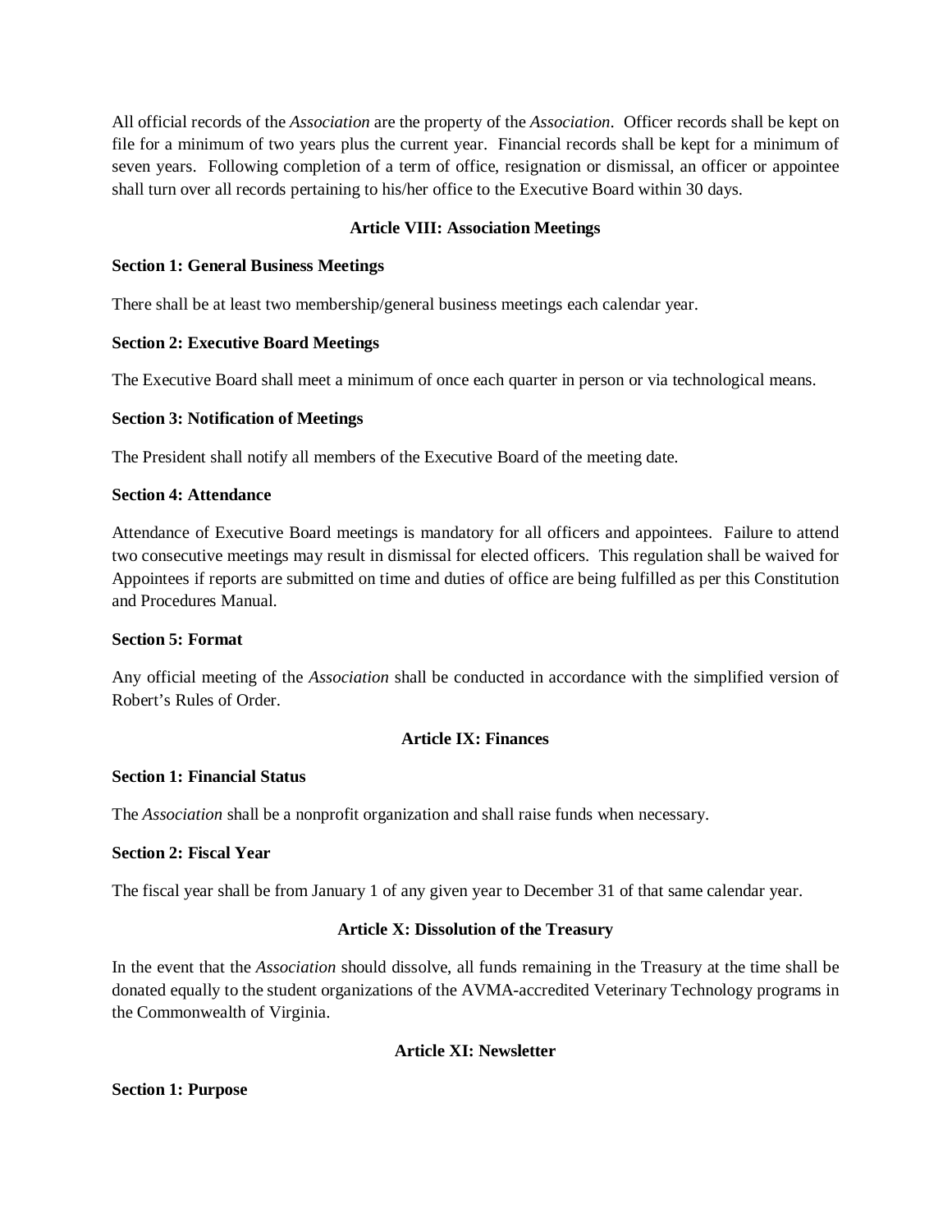All official records of the *Association* are the property of the *Association*. Officer records shall be kept on file for a minimum of two years plus the current year. Financial records shall be kept for a minimum of seven years. Following completion of a term of office, resignation or dismissal, an officer or appointee shall turn over all records pertaining to his/her office to the Executive Board within 30 days.

## Article VIII: Association Meetings

### Section 1: General Business Meetings

There shall be at least two membership/general business meetings each calendar year.

### Section 2: Executive Board Meetings

The Executive Board shall meet a minimum of once each quarter in person or via technological means.

### Section 3: Notification of Meetings

The President shall notify all members of the Executive Board of the meeting date.

### Section 4: Attendance

Attendance of Executive Board meetings is mandatory for all officers and appointees. Failure to attend two consecutive meetings may result in dismissal for elected officers. This regulation shall be waived for Appointees if reports are submitted on time and duties of office are being fulfilled as per this Constitution and Procedures Manual.

### Section 5: Format

Any official meeting of the *Association* shall be conducted in accordance with the simplified version of Robert's Rules of Order.

## Article IX: Finances

### Section 1: Financial Status

The *Association* shall be a nonprofit organization and shall raise funds when necessary.

### Section 2: Fiscal Year

The fiscal year shall be from January 1 of any given year to December 31 of that same calendar year.

## Article X: Dissolution of the Treasury

In the event that the *Association* should dissolve, all funds remaining in the Treasury at the time shall be donated equally to the student organizations of the AVMA-accredited Veterinary Technology programs in the Commonwealth of Virginia.

## Article XI: Newsletter

### Section 1: Purpose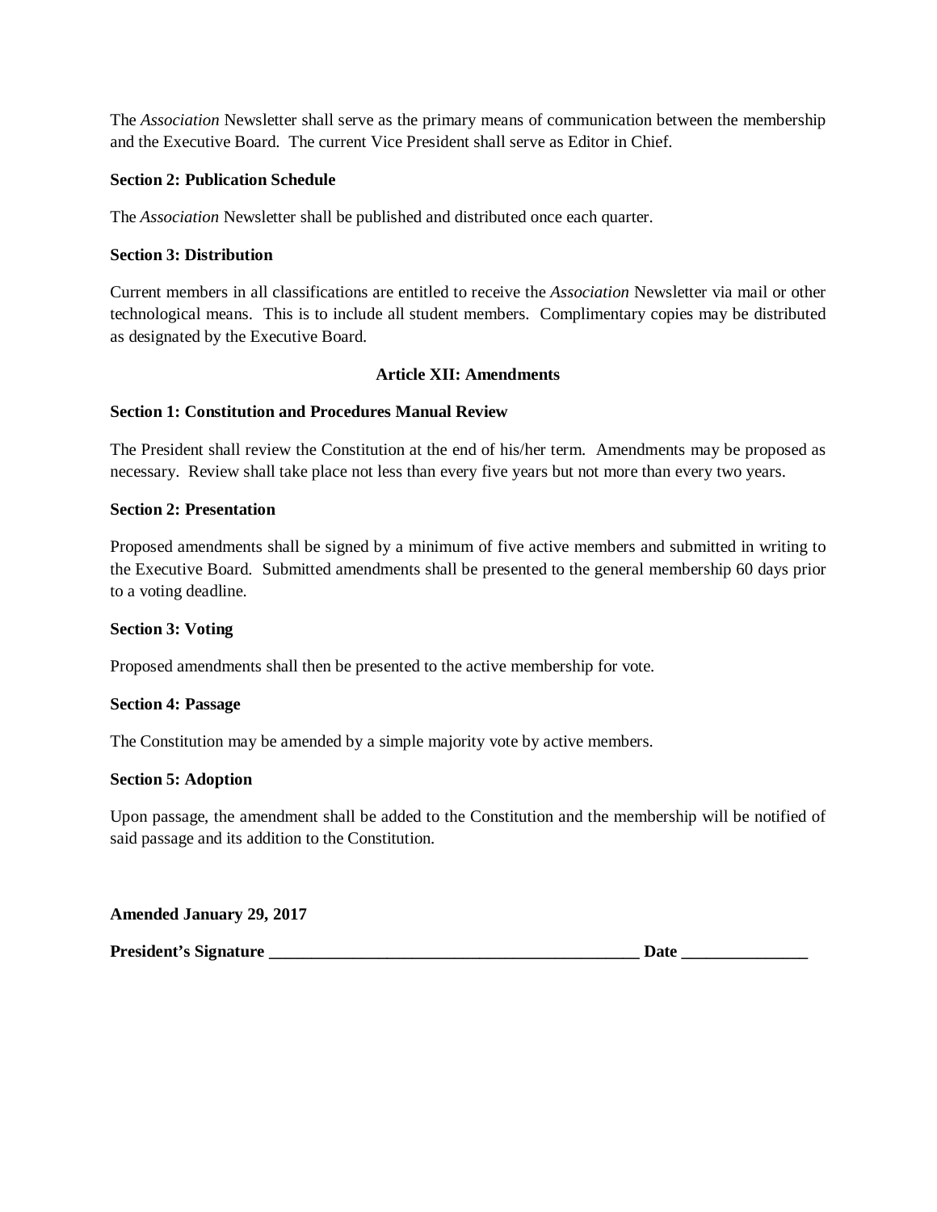The *Association* Newsletter shall serve as the primary means of communication between the membership and the Executive Board. The current Vice President shall serve as Editor in Chief.

**Section 2: Publication Schedule**

The *Association* Newsletter shall be published and distributed once each quarter.

**Section 3: Distribution**

Current members in all classifications are entitled to receive the *Association* Newsletter via mail or other technological means. This is to include all student members. Complimentary copies may be distributed as designated by the Executive Board.

## Article XII: Amendments

**Section 1: Constitution and Procedures Manual Review**

The President shall review the Constitution at the end of his/her term. Amendments may be proposed as necessary. Review shall take place not less than every five years but not more than every two years.

**Section 2: Presentation**

Proposed amendments shall be signed by a minimum of five active members and submitted in writing to the Executive Board. Submitted amendments shall be presented to the general membership 60 days prior to a voting deadline.

**Section 3: Voting**

Proposed amendments shall then be presented to the active membership for vote.

**Section 4: Passage**

The Constitution may be amended by a simple majority vote by active members.

**Section 5: Adoption**

Upon passage, the amendment shall be added to the Constitution and the membership will be notified of said passage and its addition to the Constitution.

**Amended January 29, 2017**

**President's Signature \_\_\_\_\_\_\_\_\_\_\_\_\_\_\_\_\_\_\_\_\_\_\_\_\_\_\_\_\_\_\_\_\_\_\_\_\_\_\_\_\_\_\_\_ Date \_\_\_\_\_\_\_\_\_\_\_\_\_\_\_**